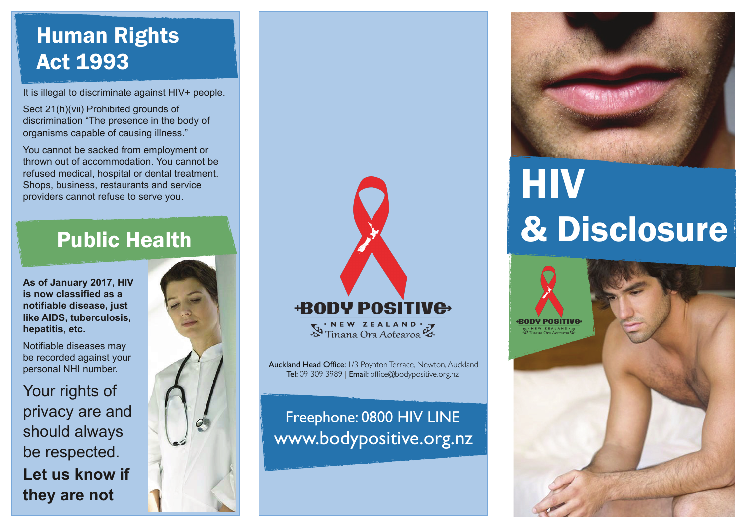## Human Rights Act 1993

It is illegal to discriminate against HIV+ people.

Sect 21(h)(vii) Prohibited grounds of discrimination "The presence in the body of organisms capable of causing illness."

You cannot be sacked from employment or thrown out of accommodation. You cannot be refused medical, hospital or dental treatment. Shops, business, restaurants and service providers cannot refuse to serve you.

## Public Health

**As of January 2017, HIV is now classified as a notifiable disease, just like AIDS, tuberculosis, hepatitis, etc.**

Notifiable diseases may be recorded against your personal NHI number.

Your rights of privacy are and should always be respected.

**Let us know if they are not**

BODY POSITIVE
NEW ZEALAND
Tinana Ora Aotearoa

**Auckland Head Office:** 1/3 Poynton Terrace, Newton, Auckland
**Tel:** 09 309 3989 | **Email:** office@bodypositive.org.nz

Freephone: 0800 HIV LINE
www.bodypositive.org.nz

# HIV & Disclosure

BODY POSITIVE
NEW ZEALAND
Tinana Ora Aotearoa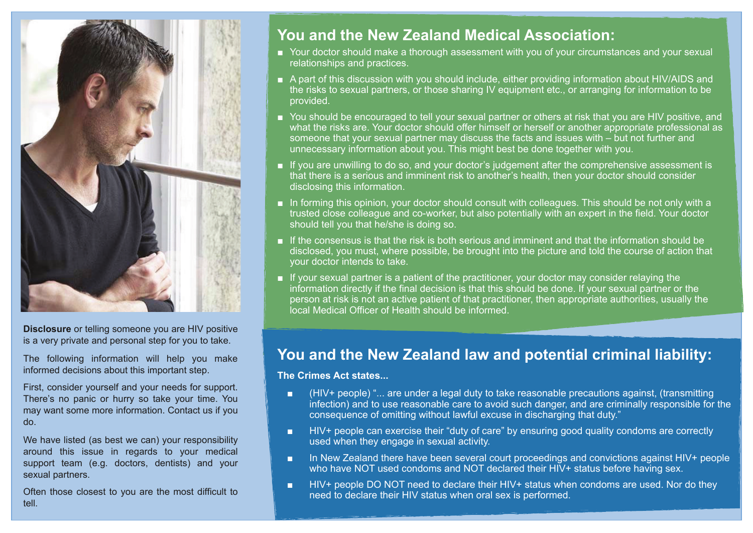**Disclosure** or telling someone you are HIV positive is a very private and personal step for you to take.

The following information will help you make informed decisions about this important step.

First, consider yourself and your needs for support. There's no panic or hurry so take your time. You may want some more information. Contact us if you do.

We have listed (as best we can) your responsibility around this issue in regards to your medical support team (e.g. doctors, dentists) and your sexual partners.

Often those closest to you are the most difficult to tell.

## You and the New Zealand Medical Association:

- Your doctor should make a thorough assessment with you of your circumstances and your sexual relationships and practices.
- A part of this discussion with you should include, either providing information about HIV/AIDS and the risks to sexual partners, or those sharing IV equipment etc., or arranging for information to be provided.
- You should be encouraged to tell your sexual partner or others at risk that you are HIV positive, and what the risks are. Your doctor should offer himself or herself or another appropriate professional as someone that your sexual partner may discuss the facts and issues with – but not further and unnecessary information about you. This might best be done together with you.
- If you are unwilling to do so, and your doctor's judgement after the comprehensive assessment is that there is a serious and imminent risk to another's health, then your doctor should consider disclosing this information.
- In forming this opinion, your doctor should consult with colleagues. This should be not only with a trusted close colleague and co-worker, but also potentially with an expert in the field. Your doctor should tell you that he/she is doing so.
- If the consensus is that the risk is both serious and imminent and that the information should be disclosed, you must, where possible, be brought into the picture and told the course of action that your doctor intends to take.
- If your sexual partner is a patient of the practitioner, your doctor may consider relaying the information directly if the final decision is that this should be done. If your sexual partner or the person at risk is not an active patient of that practitioner, then appropriate authorities, usually the local Medical Officer of Health should be informed.

## You and the New Zealand law and potential criminal liability:

**The Crimes Act states...**

- (HIV+ people) "... are under a legal duty to take reasonable precautions against, (transmitting infection) and to use reasonable care to avoid such danger, and are criminally responsible for the consequence of omitting without lawful excuse in discharging that duty."
- HIV+ people can exercise their "duty of care" by ensuring good quality condoms are correctly used when they engage in sexual activity.
- In New Zealand there have been several court proceedings and convictions against HIV+ people who have NOT used condoms and NOT declared their HIV+ status before having sex.
- HIV+ people DO NOT need to declare their HIV+ status when condoms are used. Nor do they need to declare their HIV status when oral sex is performed.